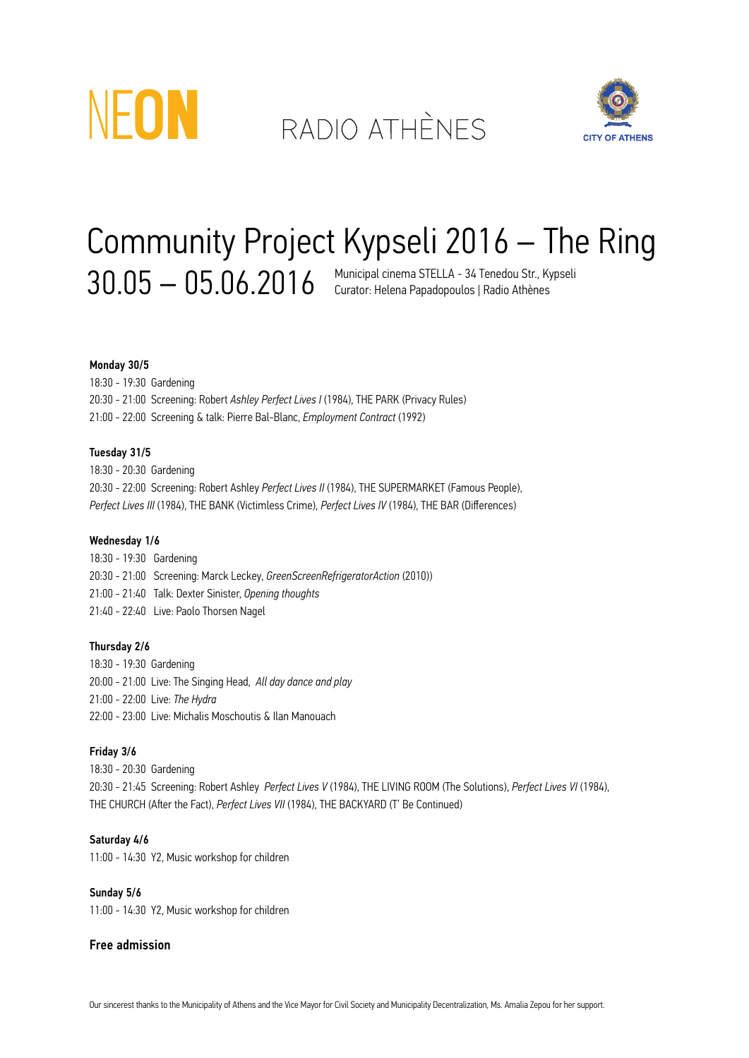NEON RADIO ATHÈNES CITY OF ATHENS

# Community Project Kypseli 2016 – The Ring

## 30.05 – 05.06.2016

Municipal cinema STELLA - 34 Tenedou Str., Kypseli
Curator: Helena Papadopoulos | Radio Athènes

**Monday 30/5**

18:30 - 19:30 Gardening
20:30 - 21:00 Screening: Robert *Ashley Perfect Lives I* (1984), THE PARK (Privacy Rules)
21:00 - 22:00 Screening & talk: Pierre Bal-Blanc, *Employment Contract* (1992)

**Tuesday 31/5**

18:30 - 20:30 Gardening
20:30 - 22:00 Screening: Robert Ashley *Perfect Lives II* (1984), THE SUPERMARKET (Famous People), *Perfect Lives III* (1984), THE BANK (Victimless Crime), *Perfect Lives IV* (1984), THE BAR (Differences)

**Wednesday 1/6**

18:30 - 19:30 Gardening
20:30 - 21:00 Screening: Marck Leckey, *GreenScreenRefrigeratorAction* (2010))
21:00 - 21:40 Talk: Dexter Sinister, *Opening thoughts*
21:40 - 22:40 Live: Paolo Thorsen Nagel

**Thursday 2/6**

18:30 - 19:30 Gardening
20:00 - 21:00 Live: The Singing Head, *All day dance and play*
21:00 - 22:00 Live: *The Hydra*
22:00 - 23:00 Live: Michalis Moschoutis & Ilan Manouach

**Friday 3/6**

18:30 - 20:30 Gardening
20:30 - 21:45 Screening: Robert Ashley *Perfect Lives V* (1984), THE LIVING ROOM (The Solutions), *Perfect Lives VI* (1984), THE CHURCH (After the Fact), *Perfect Lives VII* (1984), THE BACKYARD (T' Be Continued)

**Saturday 4/6**

11:00 - 14:30 Y2, Music workshop for children

**Sunday 5/6**

11:00 - 14:30 Y2, Music workshop for children

**Free admission**

Our sincerest thanks to the Municipality of Athens and the Vice Mayor for Civil Society and Municipality Decentralization, Ms. Amalia Zepou for her support.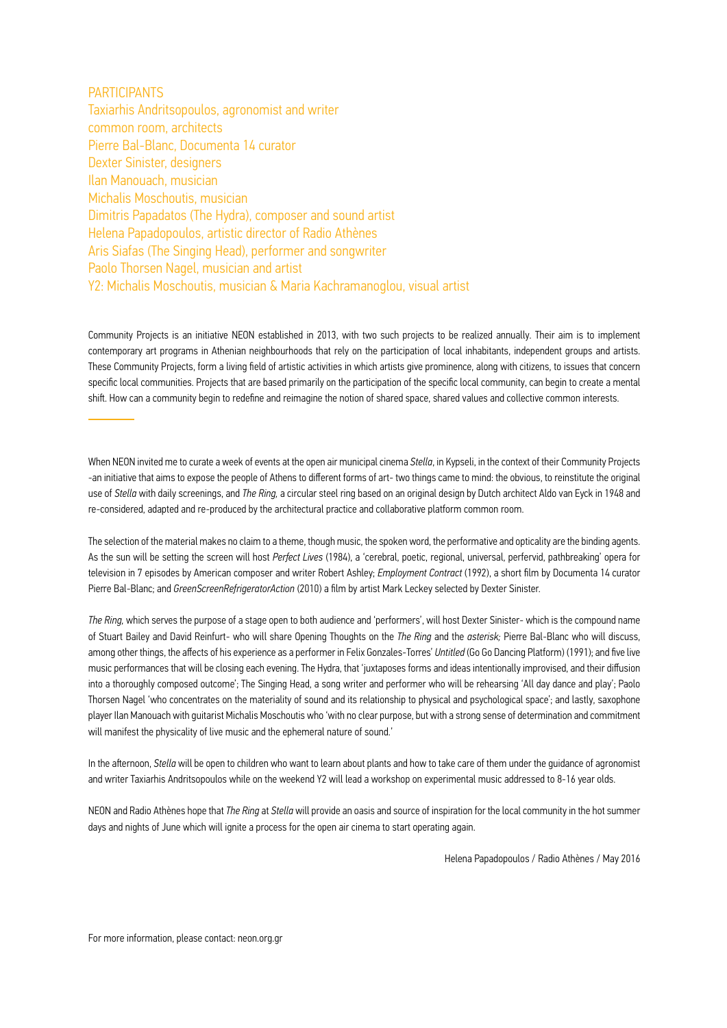## PARTICIPANTS

Taxiarhis Andritsopoulos, agronomist and writer
common room, architects
Pierre Bal-Blanc, Documenta 14 curator
Dexter Sinister, designers
Ilan Manouach, musician
Michalis Moschoutis, musician
Dimitris Papadatos (The Hydra), composer and sound artist
Helena Papadopoulos, artistic director of Radio Athènes
Aris Siafas (The Singing Head), performer and songwriter
Paolo Thorsen Nagel, musician and artist
Y2: Michalis Moschoutis, musician & Maria Kachramanoglou, visual artist

Community Projects is an initiative NEON established in 2013, with two such projects to be realized annually. Their aim is to implement contemporary art programs in Athenian neighbourhoods that rely on the participation of local inhabitants, independent groups and artists. These Community Projects, form a living field of artistic activities in which artists give prominence, along with citizens, to issues that concern specific local communities. Projects that are based primarily on the participation of the specific local community, can begin to create a mental shift. How can a community begin to redefine and reimagine the notion of shared space, shared values and collective common interests.

---

When NEON invited me to curate a week of events at the open air municipal cinema *Stella*, in Kypseli, in the context of their Community Projects -an initiative that aims to expose the people of Athens to different forms of art- two things came to mind: the obvious, to reinstitute the original use of *Stella* with daily screenings, and *The Ring*, a circular steel ring based on an original design by Dutch architect Aldo van Eyck in 1948 and re-considered, adapted and re-produced by the architectural practice and collaborative platform common room.

The selection of the material makes no claim to a theme, though music, the spoken word, the performative and opticality are the binding agents. As the sun will be setting the screen will host *Perfect Lives* (1984), a 'cerebral, poetic, regional, universal, perfervid, pathbreaking' opera for television in 7 episodes by American composer and writer Robert Ashley; *Employment Contract* (1992), a short film by Documenta 14 curator Pierre Bal-Blanc; and *GreenScreenRefrigeratorAction* (2010) a film by artist Mark Leckey selected by Dexter Sinister.

*The Ring*, which serves the purpose of a stage open to both audience and 'performers', will host Dexter Sinister- which is the compound name of Stuart Bailey and David Reinfurt- who will share Opening Thoughts on the *The Ring* and the *asterisk;* Pierre Bal-Blanc who will discuss, among other things, the affects of his experience as a performer in Felix Gonzales-Torres' *Untitled* (Go Go Dancing Platform) (1991); and five live music performances that will be closing each evening. The Hydra, that 'juxtaposes forms and ideas intentionally improvised, and their diffusion into a thoroughly composed outcome'; The Singing Head, a song writer and performer who will be rehearsing 'All day dance and play'; Paolo Thorsen Nagel 'who concentrates on the materiality of sound and its relationship to physical and psychological space'; and lastly, saxophone player Ilan Manouach with guitarist Michalis Moschoutis who 'with no clear purpose, but with a strong sense of determination and commitment will manifest the physicality of live music and the ephemeral nature of sound.'

In the afternoon, *Stella* will be open to children who want to learn about plants and how to take care of them under the guidance of agronomist and writer Taxiarhis Andritsopoulos while on the weekend Y2 will lead a workshop on experimental music addressed to 8-16 year olds.

NEON and Radio Athènes hope that *The Ring* at *Stella* will provide an oasis and source of inspiration for the local community in the hot summer days and nights of June which will ignite a process for the open air cinema to start operating again.

Helena Papadopoulos / Radio Athènes / May 2016

For more information, please contact: neon.org.gr